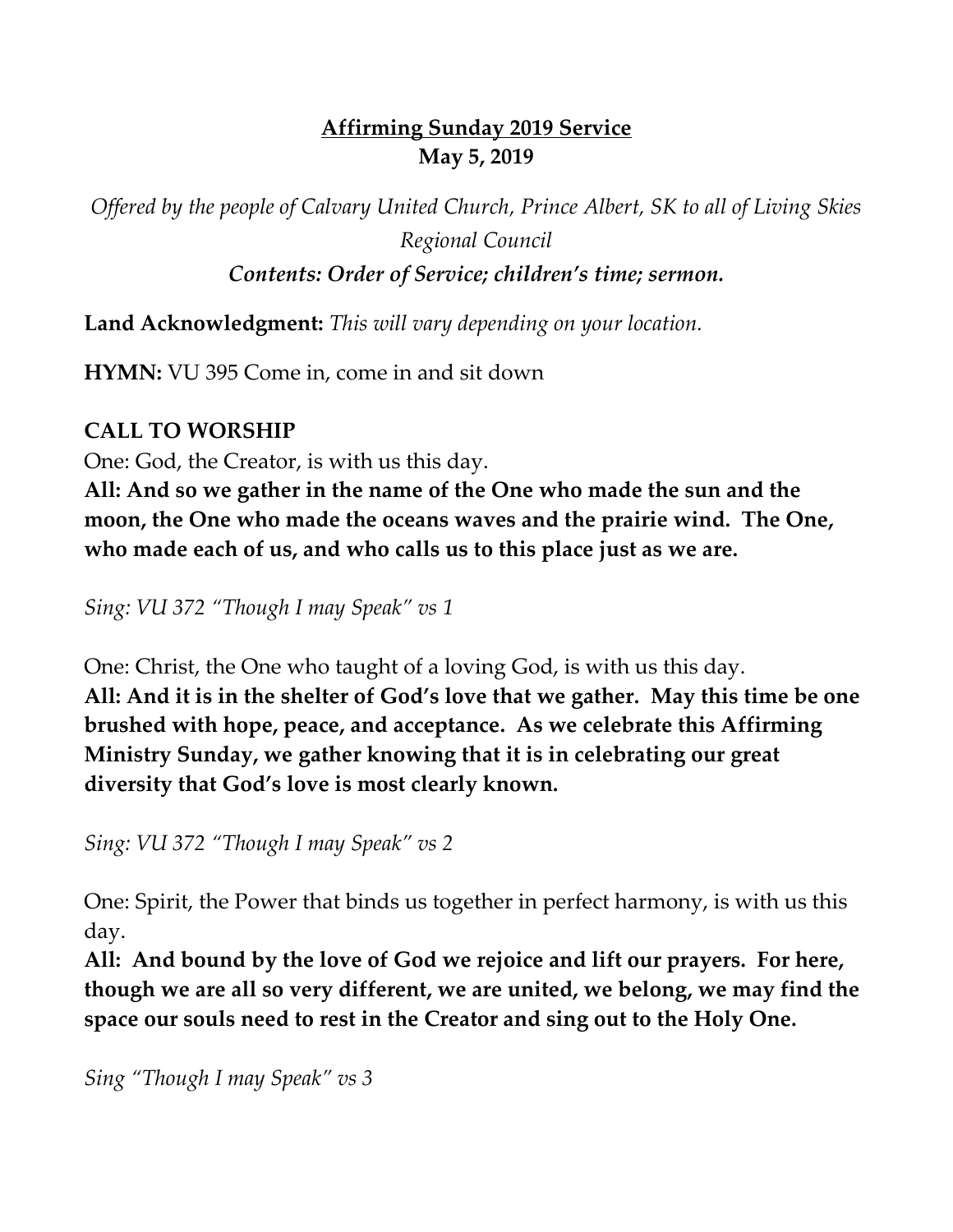# **Affirming Sunday 2019 Service**
**May 5, 2019**

*Offered by the people of Calvary United Church, Prince Albert, SK to all of Living Skies Regional Council*

***Contents: Order of Service; children's time; sermon.***

**Land Acknowledgment:** *This will vary depending on your location.*

**HYMN:** VU 395 Come in, come in and sit down

## CALL TO WORSHIP

One: God, the Creator, is with us this day.

**All: And so we gather in the name of the One who made the sun and the moon, the One who made the oceans waves and the prairie wind. The One, who made each of us, and who calls us to this place just as we are.**

*Sing: VU 372 "Though I may Speak" vs 1*

One: Christ, the One who taught of a loving God, is with us this day.

**All: And it is in the shelter of God's love that we gather. May this time be one brushed with hope, peace, and acceptance. As we celebrate this Affirming Ministry Sunday, we gather knowing that it is in celebrating our great diversity that God's love is most clearly known.**

*Sing: VU 372 "Though I may Speak" vs 2*

One: Spirit, the Power that binds us together in perfect harmony, is with us this day.

**All: And bound by the love of God we rejoice and lift our prayers. For here, though we are all so very different, we are united, we belong, we may find the space our souls need to rest in the Creator and sing out to the Holy One.**

*Sing "Though I may Speak" vs 3*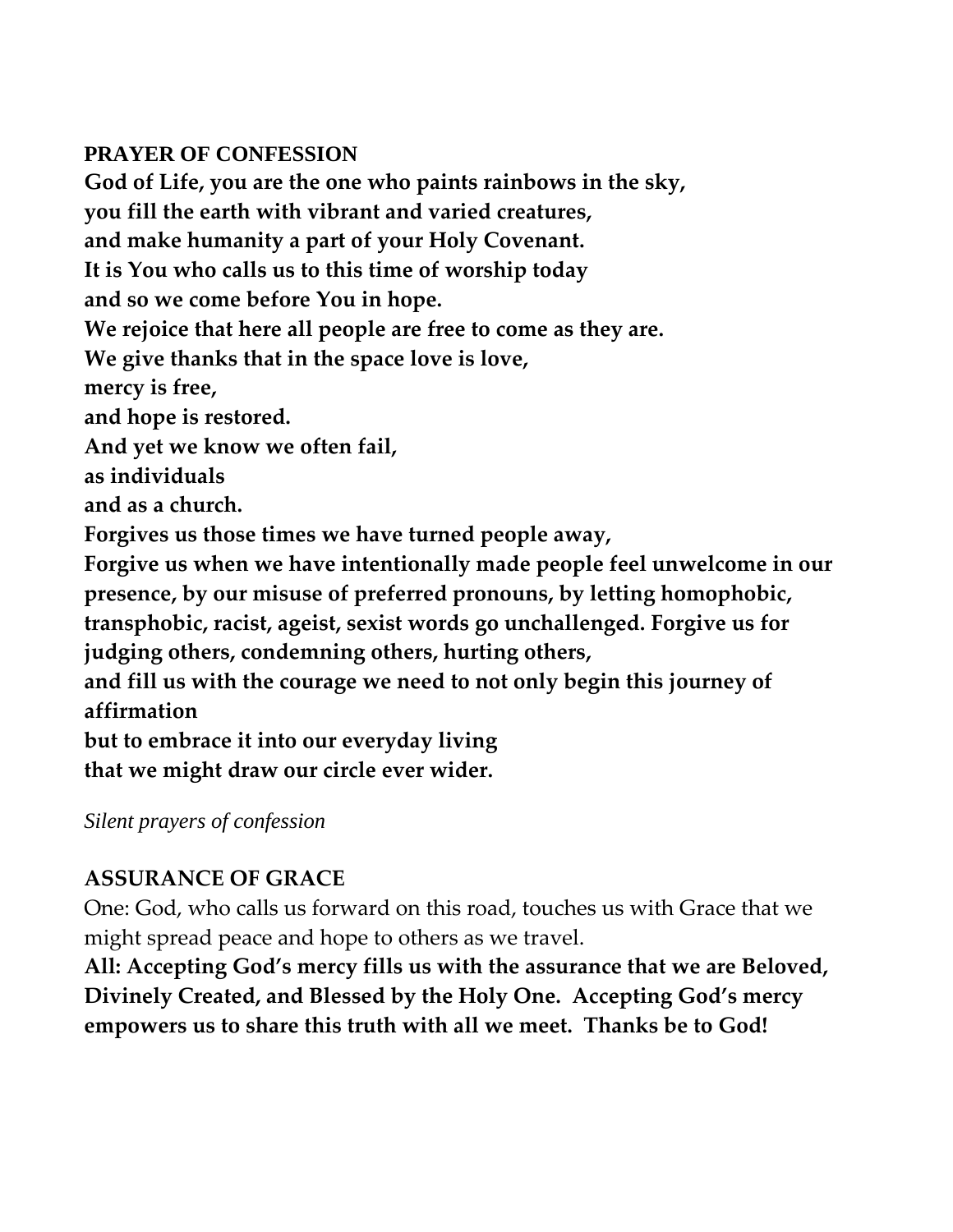**PRAYER OF CONFESSION**

**God of Life, you are the one who paints rainbows in the sky,**
**you fill the earth with vibrant and varied creatures,**
**and make humanity a part of your Holy Covenant.**
**It is You who calls us to this time of worship today**
**and so we come before You in hope.**
**We rejoice that here all people are free to come as they are.**
**We give thanks that in the space love is love,**
**mercy is free,**
**and hope is restored.**
**And yet we know we often fail,**
**as individuals**
**and as a church.**
**Forgives us those times we have turned people away,**
**Forgive us when we have intentionally made people feel unwelcome in our presence, by our misuse of preferred pronouns, by letting homophobic, transphobic, racist, ageist, sexist words go unchallenged. Forgive us for judging others, condemning others, hurting others,**
**and fill us with the courage we need to not only begin this journey of affirmation**
**but to embrace it into our everyday living**
**that we might draw our circle ever wider.**

*Silent prayers of confession*

**ASSURANCE OF GRACE**

One: God, who calls us forward on this road, touches us with Grace that we might spread peace and hope to others as we travel.

**All: Accepting God's mercy fills us with the assurance that we are Beloved, Divinely Created, and Blessed by the Holy One. Accepting God's mercy empowers us to share this truth with all we meet. Thanks be to God!**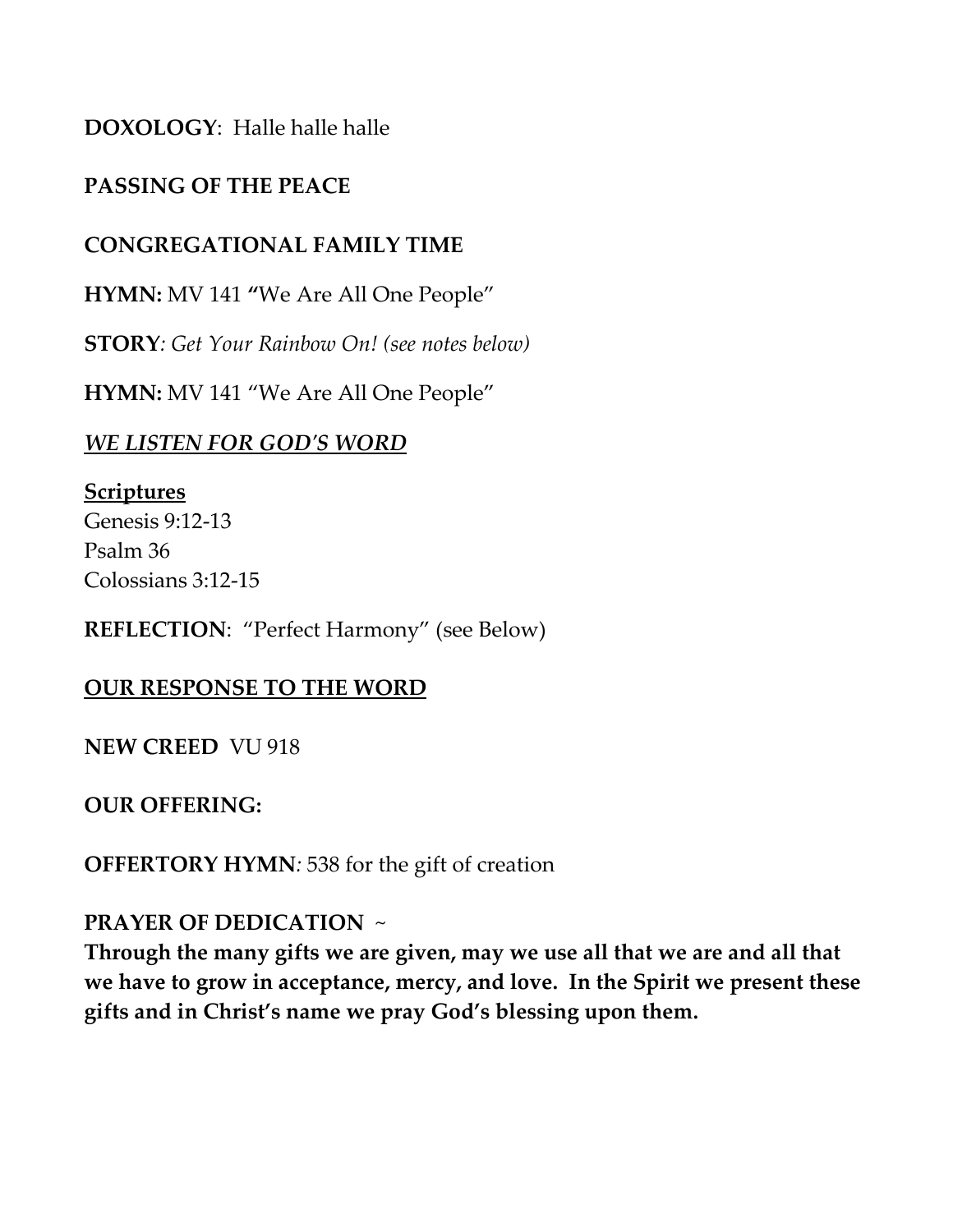**DOXOLOGY**: Halle halle halle

**PASSING OF THE PEACE**

**CONGREGATIONAL FAMILY TIME**

**HYMN:** MV 141 **"**We Are All One People"

**STORY***: Get Your Rainbow On! (see notes below)*

**HYMN:** MV 141 "We Are All One People"

***WE LISTEN FOR GOD'S WORD***

**Scriptures**
Genesis 9:12-13
Psalm 36
Colossians 3:12-15

**REFLECTION**: "Perfect Harmony" (see Below)

**OUR RESPONSE TO THE WORD**

**NEW CREED** VU 918

**OUR OFFERING:**

**OFFERTORY HYMN***:* 538 for the gift of creation

**PRAYER OF DEDICATION** ~
**Through the many gifts we are given, may we use all that we are and all that we have to grow in acceptance, mercy, and love. In the Spirit we present these gifts and in Christ's name we pray God's blessing upon them.**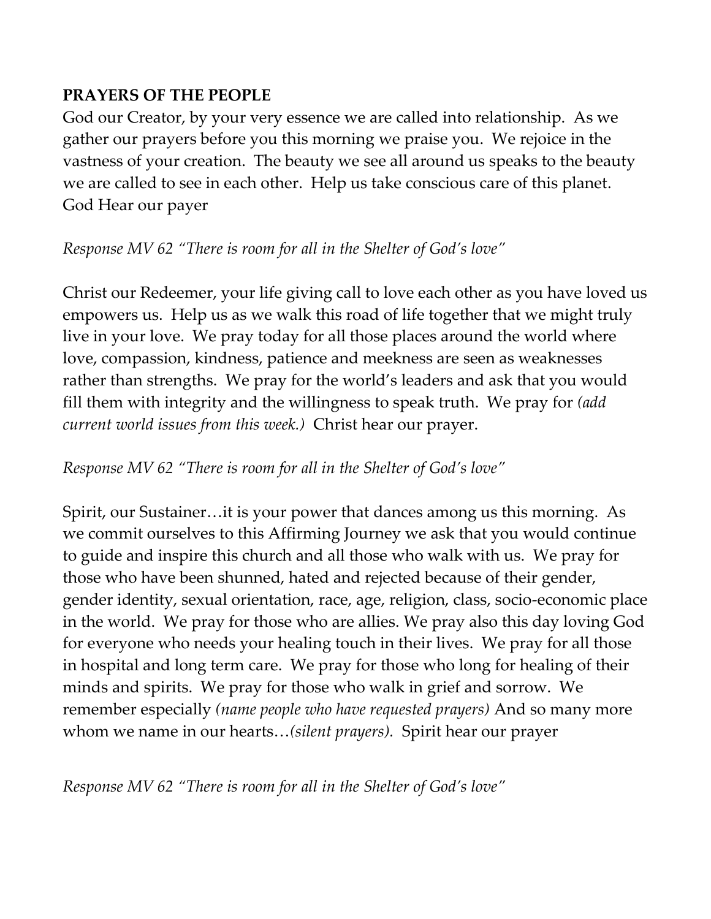**PRAYERS OF THE PEOPLE**

God our Creator, by your very essence we are called into relationship. As we gather our prayers before you this morning we praise you. We rejoice in the vastness of your creation. The beauty we see all around us speaks to the beauty we are called to see in each other. Help us take conscious care of this planet. God Hear our payer

*Response MV 62 "There is room for all in the Shelter of God's love"*

Christ our Redeemer, your life giving call to love each other as you have loved us empowers us. Help us as we walk this road of life together that we might truly live in your love. We pray today for all those places around the world where love, compassion, kindness, patience and meekness are seen as weaknesses rather than strengths. We pray for the world's leaders and ask that you would fill them with integrity and the willingness to speak truth. We pray for *(add current world issues from this week.)* Christ hear our prayer.

*Response MV 62 "There is room for all in the Shelter of God's love"*

Spirit, our Sustainer…it is your power that dances among us this morning. As we commit ourselves to this Affirming Journey we ask that you would continue to guide and inspire this church and all those who walk with us. We pray for those who have been shunned, hated and rejected because of their gender, gender identity, sexual orientation, race, age, religion, class, socio-economic place in the world. We pray for those who are allies. We pray also this day loving God for everyone who needs your healing touch in their lives. We pray for all those in hospital and long term care. We pray for those who long for healing of their minds and spirits. We pray for those who walk in grief and sorrow. We remember especially *(name people who have requested prayers)* And so many more whom we name in our hearts…*(silent prayers).* Spirit hear our prayer

*Response MV 62 "There is room for all in the Shelter of God's love"*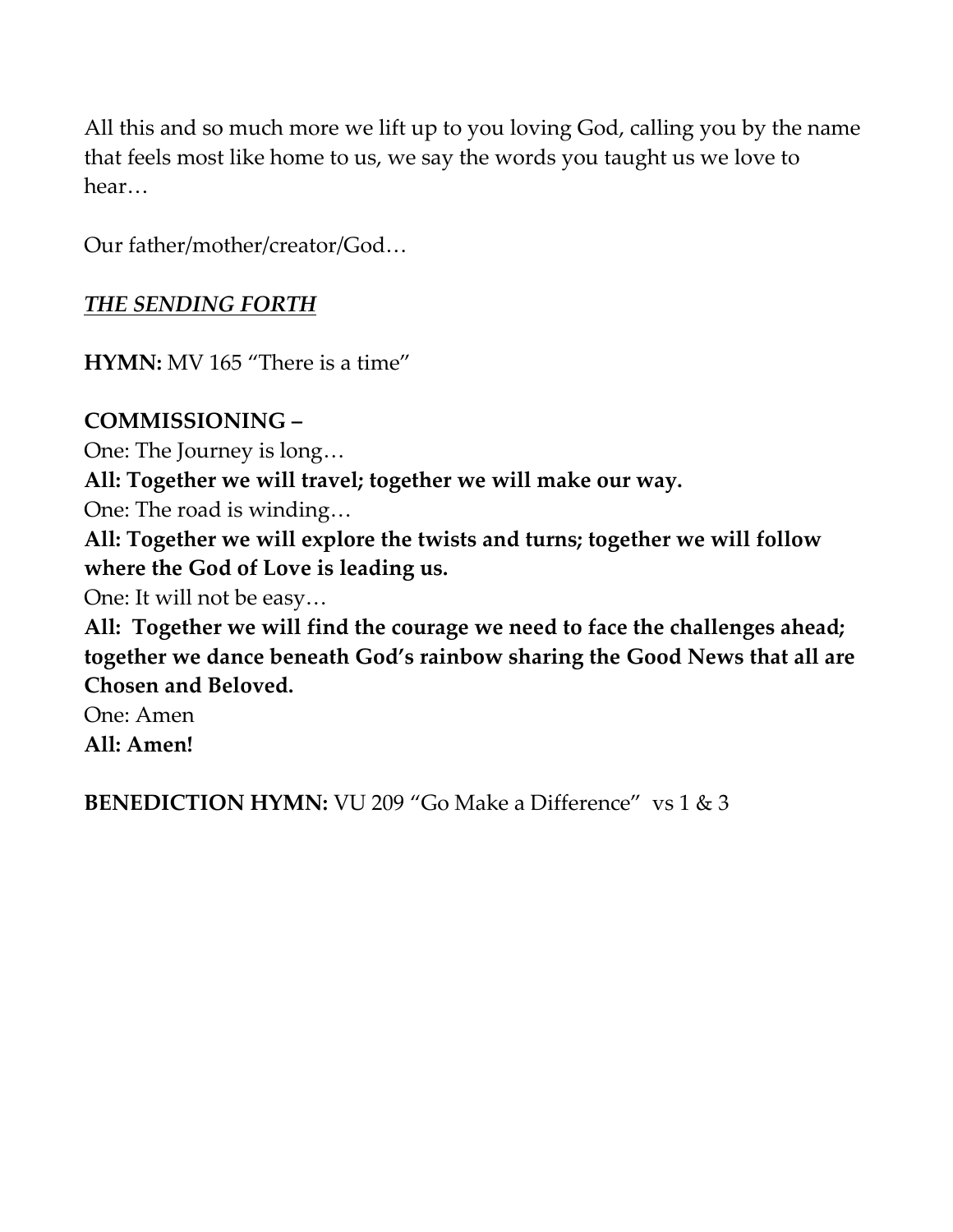All this and so much more we lift up to you loving God, calling you by the name that feels most like home to us, we say the words you taught us we love to hear…

Our father/mother/creator/God…

***THE SENDING FORTH***

**HYMN:** MV 165 "There is a time"

**COMMISSIONING –**

One: The Journey is long…

**All: Together we will travel; together we will make our way.**

One: The road is winding…

**All: Together we will explore the twists and turns; together we will follow where the God of Love is leading us.**

One: It will not be easy…

**All: Together we will find the courage we need to face the challenges ahead; together we dance beneath God's rainbow sharing the Good News that all are Chosen and Beloved.**

One: Amen

**All: Amen!**

**BENEDICTION HYMN:** VU 209 "Go Make a Difference" vs 1 & 3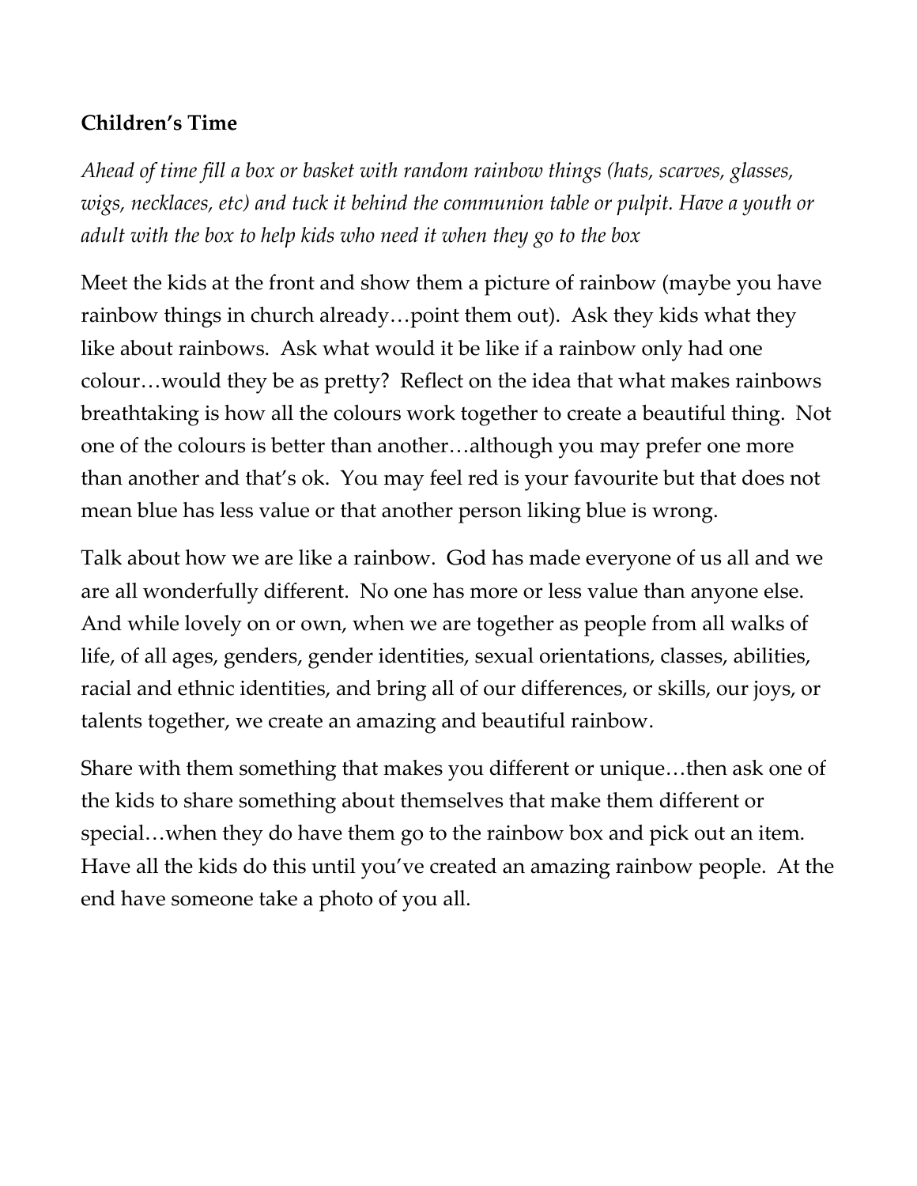**Children's Time**

*Ahead of time fill a box or basket with random rainbow things (hats, scarves, glasses, wigs, necklaces, etc) and tuck it behind the communion table or pulpit. Have a youth or adult with the box to help kids who need it when they go to the box*

Meet the kids at the front and show them a picture of rainbow (maybe you have rainbow things in church already…point them out). Ask they kids what they like about rainbows. Ask what would it be like if a rainbow only had one colour…would they be as pretty? Reflect on the idea that what makes rainbows breathtaking is how all the colours work together to create a beautiful thing. Not one of the colours is better than another…although you may prefer one more than another and that's ok. You may feel red is your favourite but that does not mean blue has less value or that another person liking blue is wrong.

Talk about how we are like a rainbow. God has made everyone of us all and we are all wonderfully different. No one has more or less value than anyone else. And while lovely on or own, when we are together as people from all walks of life, of all ages, genders, gender identities, sexual orientations, classes, abilities, racial and ethnic identities, and bring all of our differences, or skills, our joys, or talents together, we create an amazing and beautiful rainbow.

Share with them something that makes you different or unique…then ask one of the kids to share something about themselves that make them different or special…when they do have them go to the rainbow box and pick out an item. Have all the kids do this until you've created an amazing rainbow people. At the end have someone take a photo of you all.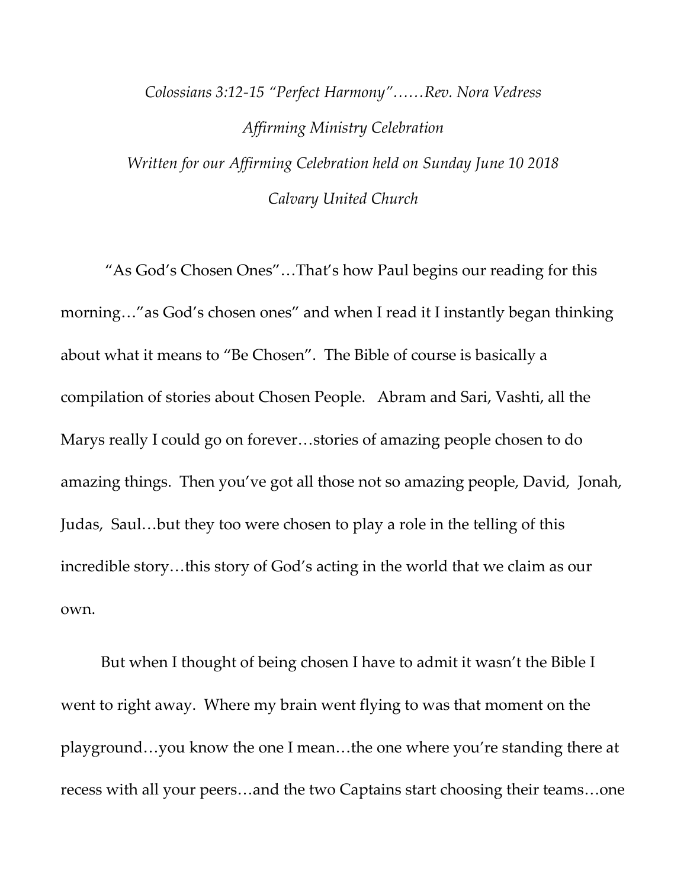*Colossians 3:12-15 "Perfect Harmony"……Rev. Nora Vedress*

*Affirming Ministry Celebration*

*Written for our Affirming Celebration held on Sunday June 10 2018*

*Calvary United Church*

"As God's Chosen Ones"…That's how Paul begins our reading for this morning…"as God's chosen ones" and when I read it I instantly began thinking about what it means to "Be Chosen". The Bible of course is basically a compilation of stories about Chosen People. Abram and Sari, Vashti, all the Marys really I could go on forever…stories of amazing people chosen to do amazing things. Then you've got all those not so amazing people, David, Jonah, Judas, Saul…but they too were chosen to play a role in the telling of this incredible story…this story of God's acting in the world that we claim as our own.

But when I thought of being chosen I have to admit it wasn't the Bible I went to right away. Where my brain went flying to was that moment on the playground…you know the one I mean…the one where you're standing there at recess with all your peers…and the two Captains start choosing their teams…one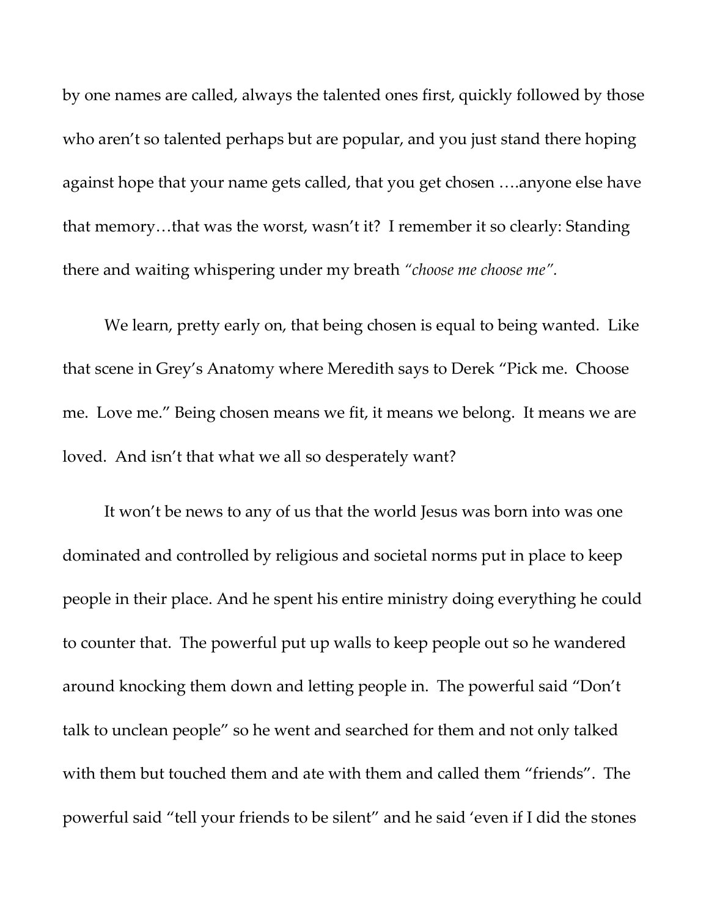by one names are called, always the talented ones first, quickly followed by those who aren't so talented perhaps but are popular, and you just stand there hoping against hope that your name gets called, that you get chosen ….anyone else have that memory…that was the worst, wasn't it? I remember it so clearly: Standing there and waiting whispering under my breath *"choose me choose me".*

We learn, pretty early on, that being chosen is equal to being wanted. Like that scene in Grey's Anatomy where Meredith says to Derek "Pick me. Choose me. Love me." Being chosen means we fit, it means we belong. It means we are loved. And isn't that what we all so desperately want?

It won't be news to any of us that the world Jesus was born into was one dominated and controlled by religious and societal norms put in place to keep people in their place. And he spent his entire ministry doing everything he could to counter that. The powerful put up walls to keep people out so he wandered around knocking them down and letting people in. The powerful said "Don't talk to unclean people" so he went and searched for them and not only talked with them but touched them and ate with them and called them "friends". The powerful said "tell your friends to be silent" and he said 'even if I did the stones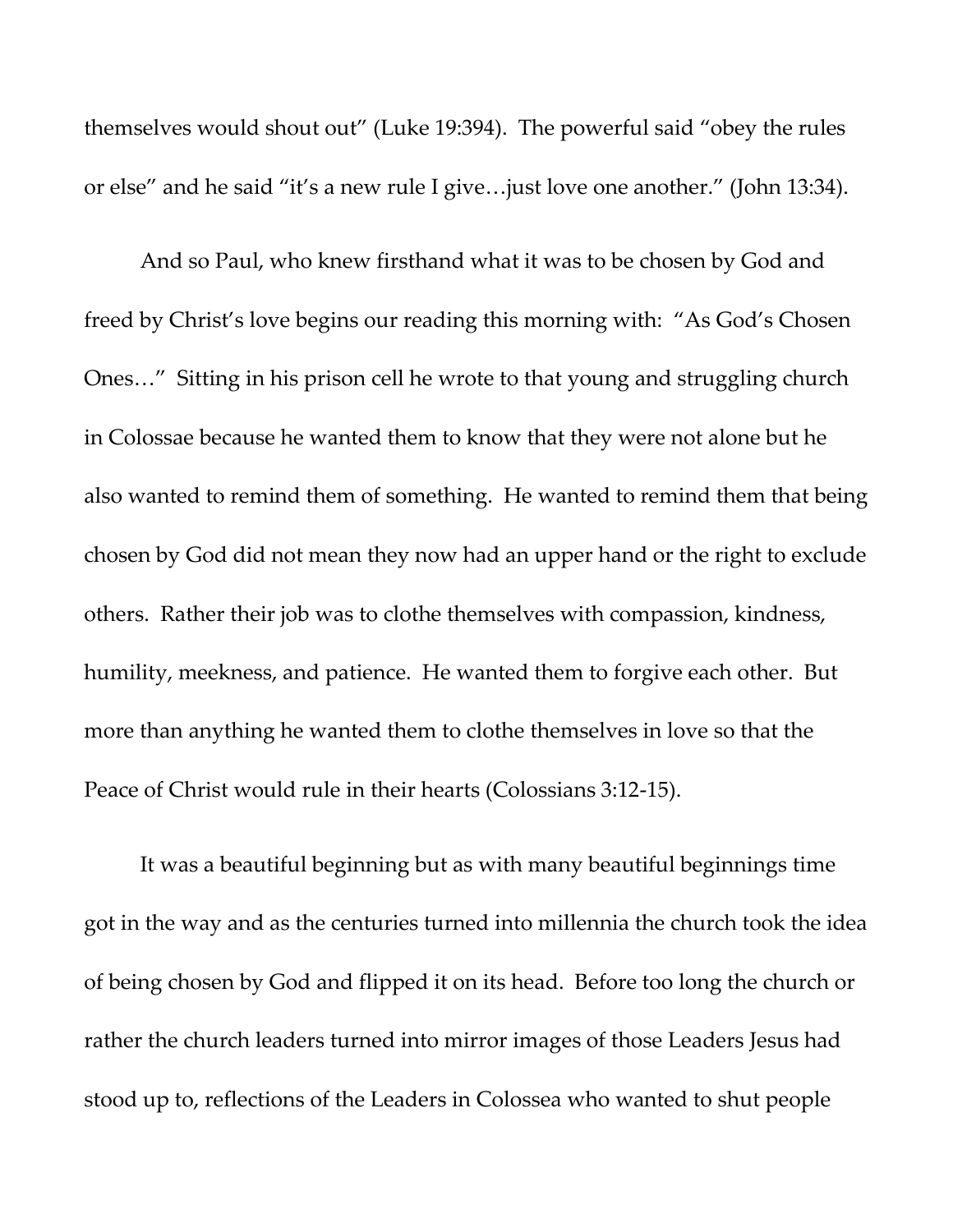themselves would shout out" (Luke 19:394). The powerful said "obey the rules or else" and he said "it's a new rule I give…just love one another." (John 13:34).

And so Paul, who knew firsthand what it was to be chosen by God and freed by Christ's love begins our reading this morning with: "As God's Chosen Ones…" Sitting in his prison cell he wrote to that young and struggling church in Colossae because he wanted them to know that they were not alone but he also wanted to remind them of something. He wanted to remind them that being chosen by God did not mean they now had an upper hand or the right to exclude others. Rather their job was to clothe themselves with compassion, kindness, humility, meekness, and patience. He wanted them to forgive each other. But more than anything he wanted them to clothe themselves in love so that the Peace of Christ would rule in their hearts (Colossians 3:12-15).

It was a beautiful beginning but as with many beautiful beginnings time got in the way and as the centuries turned into millennia the church took the idea of being chosen by God and flipped it on its head. Before too long the church or rather the church leaders turned into mirror images of those Leaders Jesus had stood up to, reflections of the Leaders in Colossea who wanted to shut people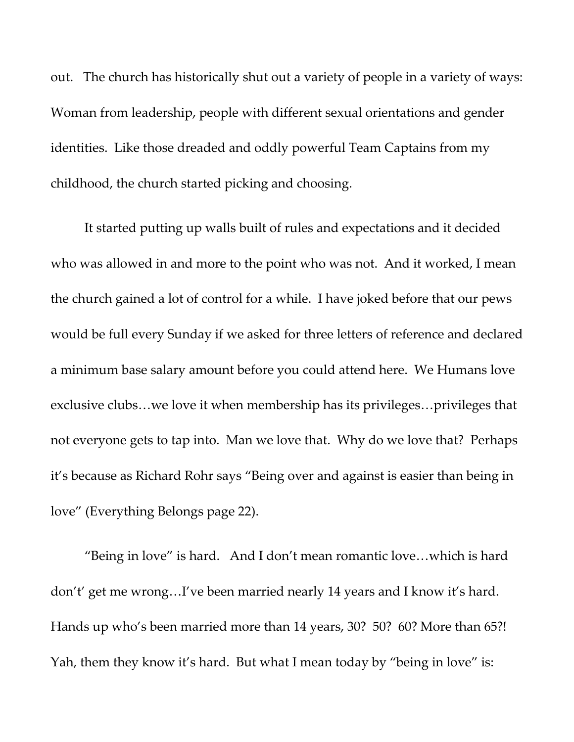out. The church has historically shut out a variety of people in a variety of ways: Woman from leadership, people with different sexual orientations and gender identities. Like those dreaded and oddly powerful Team Captains from my childhood, the church started picking and choosing.

It started putting up walls built of rules and expectations and it decided who was allowed in and more to the point who was not. And it worked, I mean the church gained a lot of control for a while. I have joked before that our pews would be full every Sunday if we asked for three letters of reference and declared a minimum base salary amount before you could attend here. We Humans love exclusive clubs…we love it when membership has its privileges…privileges that not everyone gets to tap into. Man we love that. Why do we love that? Perhaps it's because as Richard Rohr says "Being over and against is easier than being in love" (Everything Belongs page 22).

"Being in love" is hard. And I don't mean romantic love…which is hard don't' get me wrong…I've been married nearly 14 years and I know it's hard. Hands up who's been married more than 14 years, 30? 50? 60? More than 65?! Yah, them they know it's hard. But what I mean today by "being in love" is: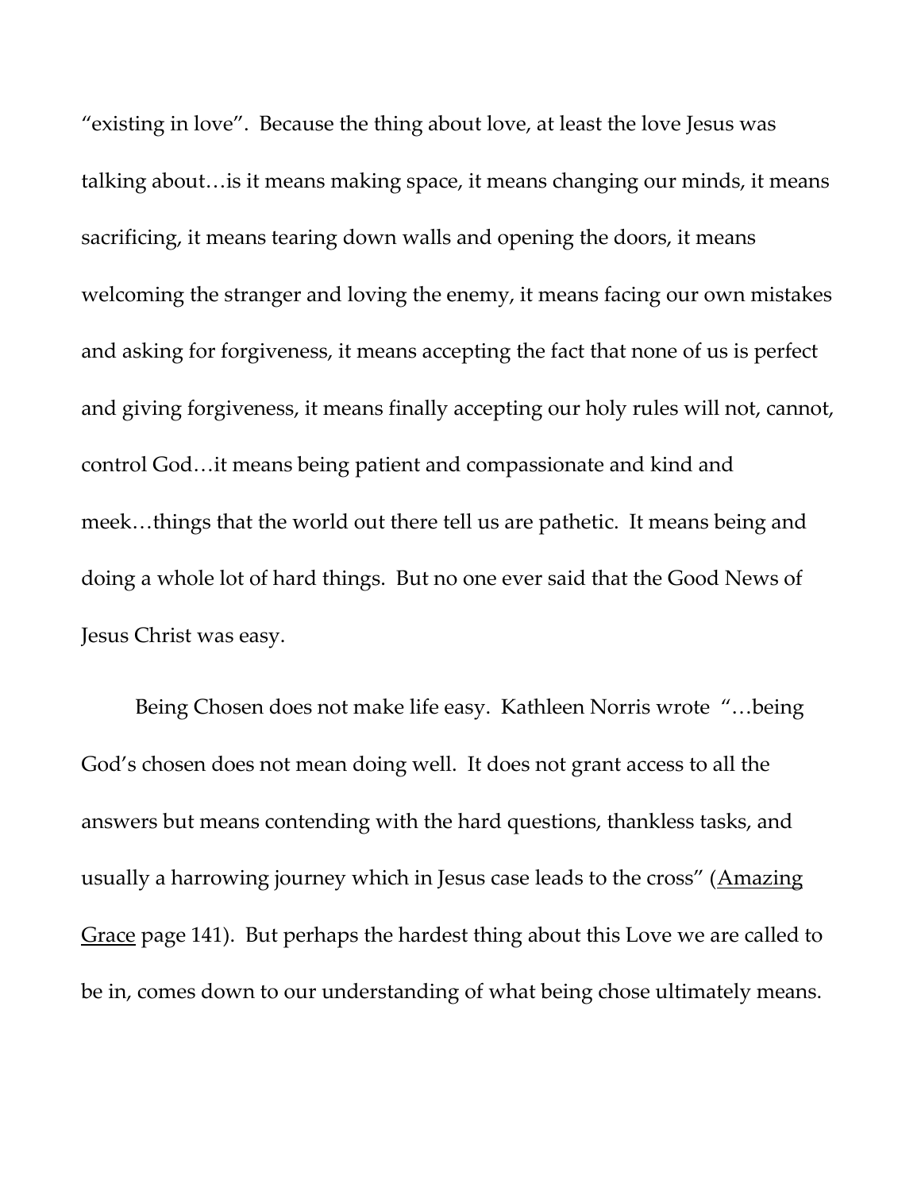"existing in love". Because the thing about love, at least the love Jesus was talking about…is it means making space, it means changing our minds, it means sacrificing, it means tearing down walls and opening the doors, it means welcoming the stranger and loving the enemy, it means facing our own mistakes and asking for forgiveness, it means accepting the fact that none of us is perfect and giving forgiveness, it means finally accepting our holy rules will not, cannot, control God…it means being patient and compassionate and kind and meek…things that the world out there tell us are pathetic. It means being and doing a whole lot of hard things. But no one ever said that the Good News of Jesus Christ was easy.

Being Chosen does not make life easy. Kathleen Norris wrote "…being God's chosen does not mean doing well. It does not grant access to all the answers but means contending with the hard questions, thankless tasks, and usually a harrowing journey which in Jesus case leads to the cross" (Amazing Grace page 141). But perhaps the hardest thing about this Love we are called to be in, comes down to our understanding of what being chose ultimately means.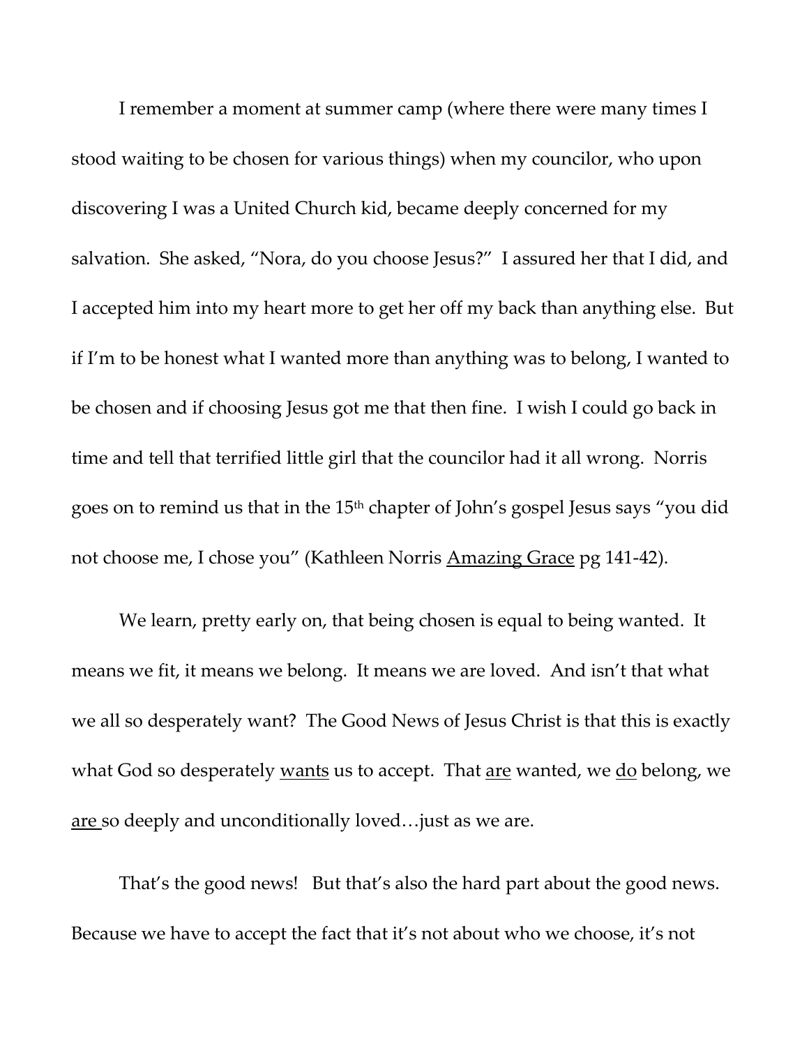I remember a moment at summer camp (where there were many times I stood waiting to be chosen for various things) when my councilor, who upon discovering I was a United Church kid, became deeply concerned for my salvation. She asked, "Nora, do you choose Jesus?" I assured her that I did, and I accepted him into my heart more to get her off my back than anything else. But if I'm to be honest what I wanted more than anything was to belong, I wanted to be chosen and if choosing Jesus got me that then fine. I wish I could go back in time and tell that terrified little girl that the councilor had it all wrong. Norris goes on to remind us that in the 15th chapter of John's gospel Jesus says "you did not choose me, I chose you" (Kathleen Norris <u>Amazing Grace</u> pg 141-42).

We learn, pretty early on, that being chosen is equal to being wanted. It means we fit, it means we belong. It means we are loved. And isn't that what we all so desperately want? The Good News of Jesus Christ is that this is exactly what God so desperately <u>wants</u> us to accept. That <u>are</u> wanted, we <u>do</u> belong, we <u>are</u> so deeply and unconditionally loved…just as we are.

That's the good news! But that's also the hard part about the good news. Because we have to accept the fact that it's not about who we choose, it's not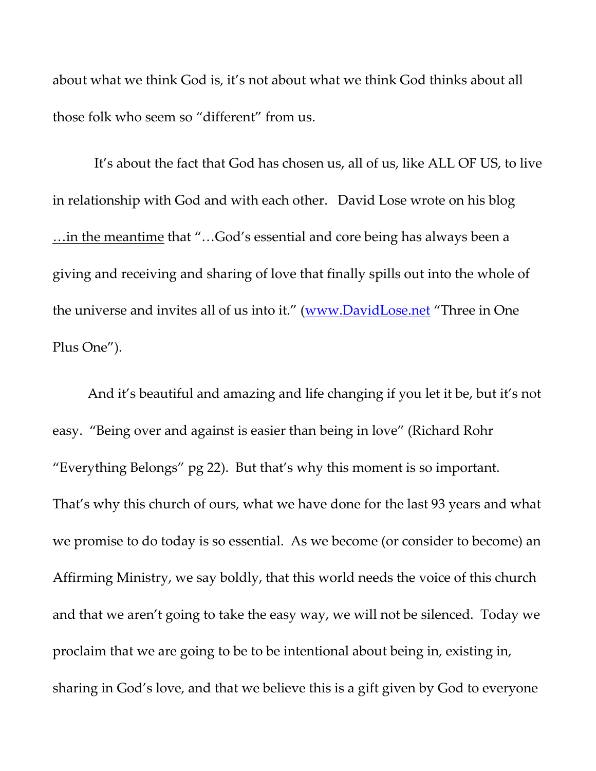about what we think God is, it's not about what we think God thinks about all those folk who seem so "different" from us.

It's about the fact that God has chosen us, all of us, like ALL OF US, to live in relationship with God and with each other. David Lose wrote on his blog …in the meantime that "…God's essential and core being has always been a giving and receiving and sharing of love that finally spills out into the whole of the universe and invites all of us into it." (www.DavidLose.net "Three in One Plus One").

And it's beautiful and amazing and life changing if you let it be, but it's not easy. "Being over and against is easier than being in love" (Richard Rohr "Everything Belongs" pg 22). But that's why this moment is so important. That's why this church of ours, what we have done for the last 93 years and what we promise to do today is so essential. As we become (or consider to become) an Affirming Ministry, we say boldly, that this world needs the voice of this church and that we aren't going to take the easy way, we will not be silenced. Today we proclaim that we are going to be to be intentional about being in, existing in, sharing in God's love, and that we believe this is a gift given by God to everyone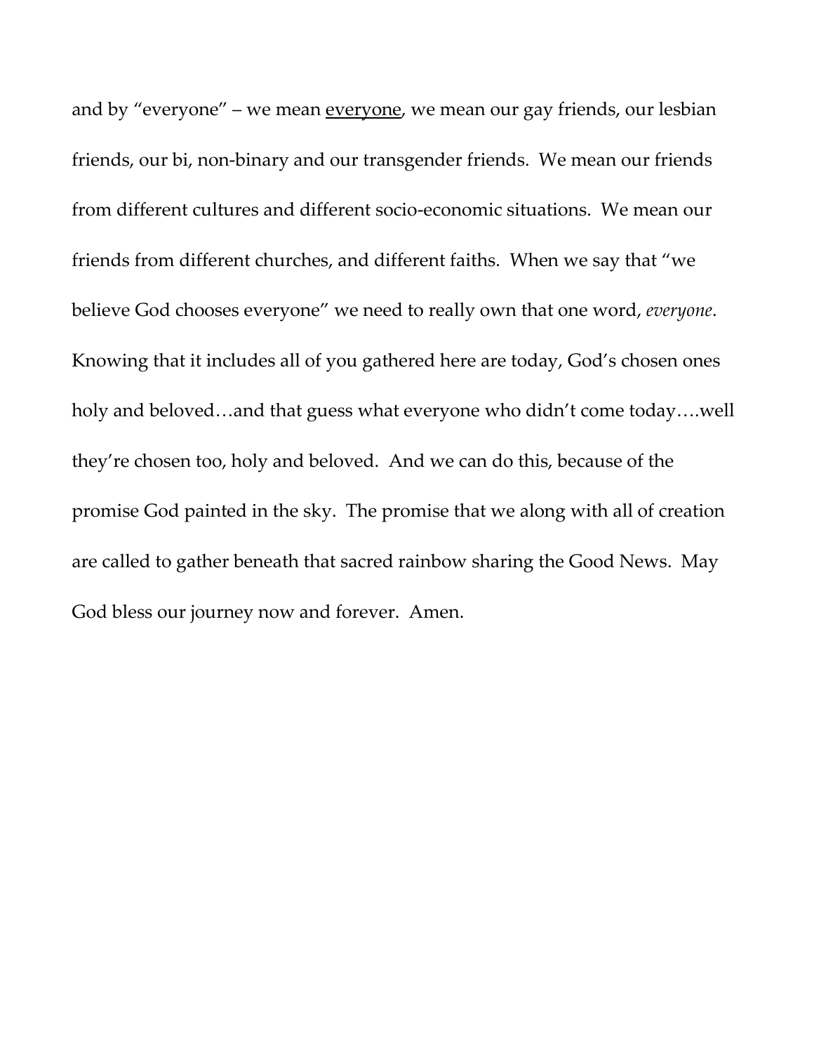and by "everyone" – we mean <u>everyone</u>, we mean our gay friends, our lesbian friends, our bi, non-binary and our transgender friends. We mean our friends from different cultures and different socio-economic situations. We mean our friends from different churches, and different faiths. When we say that "we believe God chooses everyone" we need to really own that one word, *everyone*. Knowing that it includes all of you gathered here are today, God's chosen ones holy and beloved…and that guess what everyone who didn't come today….well they're chosen too, holy and beloved. And we can do this, because of the promise God painted in the sky. The promise that we along with all of creation are called to gather beneath that sacred rainbow sharing the Good News. May God bless our journey now and forever. Amen.